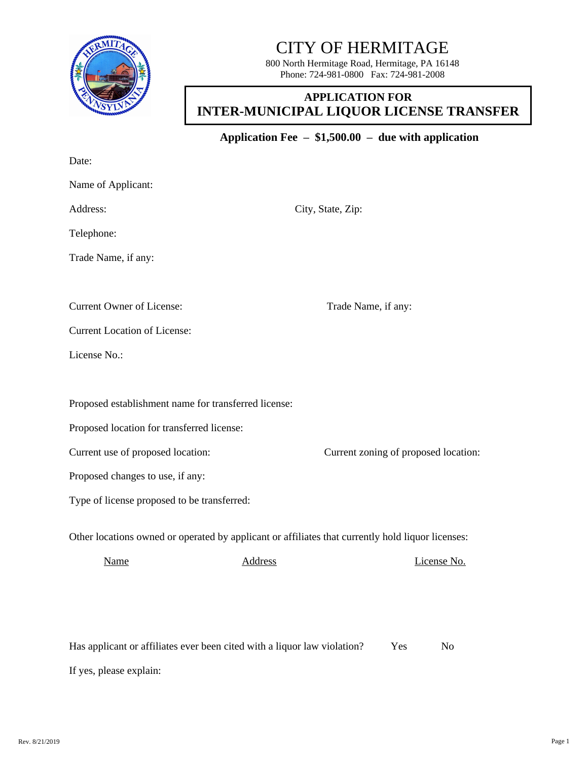# CITY OF HERMITAGE

800 North Hermitage Road, Hermitage, PA 16148
Phone: 724-981-0800 Fax: 724-981-2008

## APPLICATION FOR
## INTER-MUNICIPAL LIQUOR LICENSE TRANSFER

**Application Fee – $1,500.00 – due with application**

Date:

Name of Applicant:

Address: City, State, Zip:

Telephone:

Trade Name, if any:

Current Owner of License: Trade Name, if any:

Current Location of License:

License No.:

Proposed establishment name for transferred license:

Proposed location for transferred license:

Current use of proposed location: Current zoning of proposed location:

Proposed changes to use, if any:

Type of license proposed to be transferred:

Other locations owned or operated by applicant or affiliates that currently hold liquor licenses:

| Name | Address | License No. |
| --- | --- | --- |
| | | |

Has applicant or affiliates ever been cited with a liquor law violation? Yes No

If yes, please explain: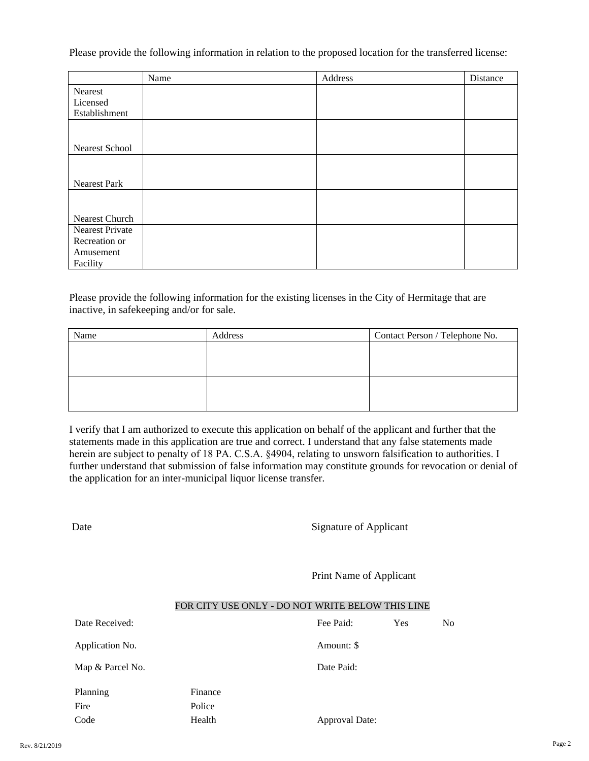Please provide the following information in relation to the proposed location for the transferred license:

| | Name | Address | Distance |
|---|---|---|---|
| Nearest Licensed Establishment | | | |
| Nearest School | | | |
| Nearest Park | | | |
| Nearest Church | | | |
| Nearest Private Recreation or Amusement Facility | | | |

Please provide the following information for the existing licenses in the City of Hermitage that are inactive, in safekeeping and/or for sale.

| Name | Address | Contact Person / Telephone No. |
|---|---|---|
| | | |
| | | |

I verify that I am authorized to execute this application on behalf of the applicant and further that the statements made in this application are true and correct. I understand that any false statements made herein are subject to penalty of 18 PA. C.S.A. §4904, relating to unsworn falsification to authorities. I further understand that submission of false information may constitute grounds for revocation or denial of the application for an inter-municipal liquor license transfer.

Date

Signature of Applicant

Print Name of Applicant

FOR CITY USE ONLY - DO NOT WRITE BELOW THIS LINE

Date Received:

Fee Paid: Yes No

Application No.

Amount: $

Map & Parcel No.

Date Paid:

Planning

Finance

Fire

Police

Code

Health

Approval Date:

Rev. 8/21/2019